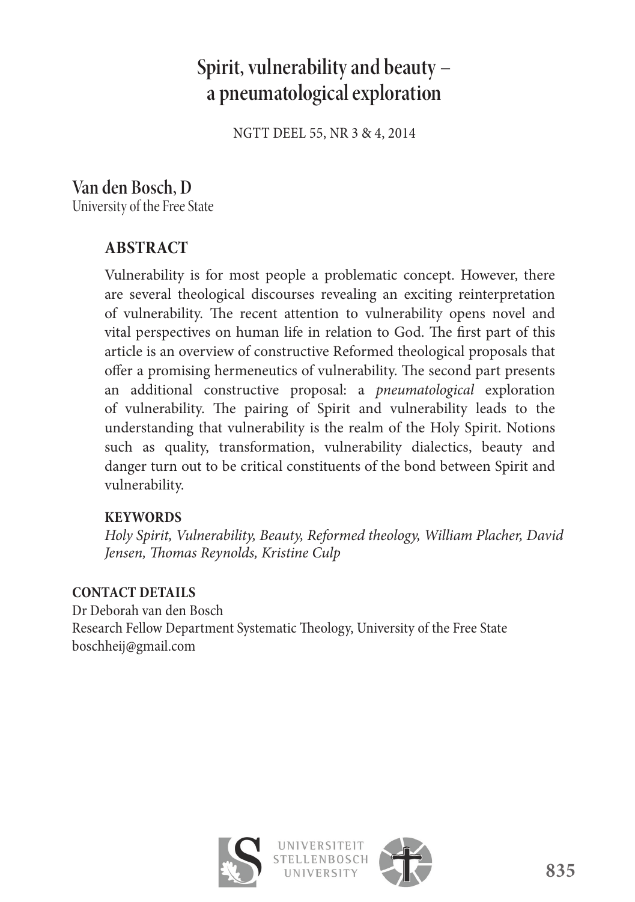# Spirit, vulnerability and beauty – a pneumatological exploration

NGTT DEEL 55, NR 3 & 4, 2014

**Van den Bosch, D**
University of the Free State

## ABSTRACT

Vulnerability is for most people a problematic concept. However, there are several theological discourses revealing an exciting reinterpretation of vulnerability. The recent attention to vulnerability opens novel and vital perspectives on human life in relation to God. The first part of this article is an overview of constructive Reformed theological proposals that offer a promising hermeneutics of vulnerability. The second part presents an additional constructive proposal: a *pneumatological* exploration of vulnerability. The pairing of Spirit and vulnerability leads to the understanding that vulnerability is the realm of the Holy Spirit. Notions such as quality, transformation, vulnerability dialectics, beauty and danger turn out to be critical constituents of the bond between Spirit and vulnerability.

### KEYWORDS

*Holy Spirit, Vulnerability, Beauty, Reformed theology, William Placher, David Jensen, Thomas Reynolds, Kristine Culp*

### CONTACT DETAILS

Dr Deborah van den Bosch
Research Fellow Department Systematic Theology, University of the Free State
boschheij@gmail.com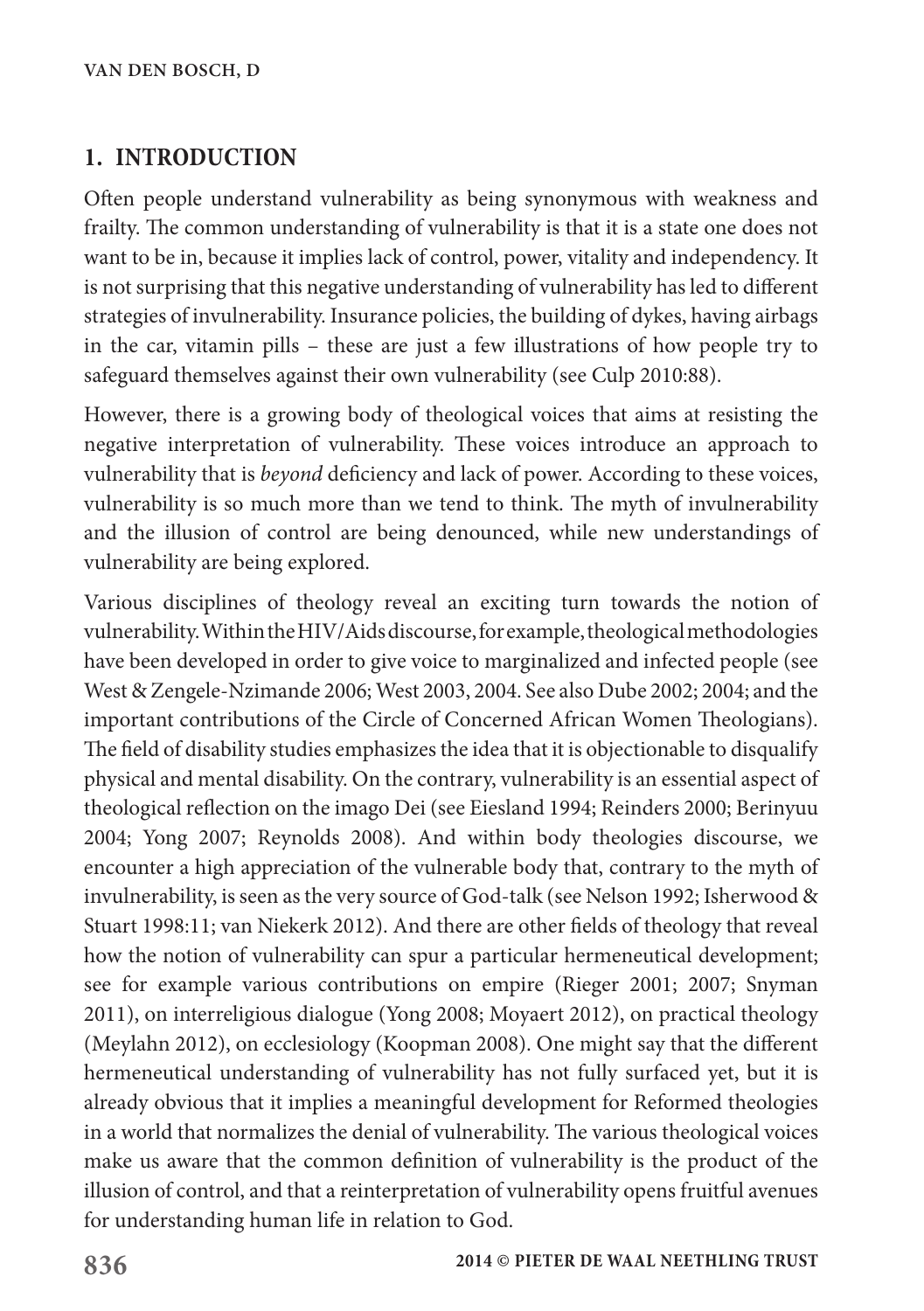## 1. INTRODUCTION

Often people understand vulnerability as being synonymous with weakness and frailty. The common understanding of vulnerability is that it is a state one does not want to be in, because it implies lack of control, power, vitality and independency. It is not surprising that this negative understanding of vulnerability has led to different strategies of invulnerability. Insurance policies, the building of dykes, having airbags in the car, vitamin pills – these are just a few illustrations of how people try to safeguard themselves against their own vulnerability (see Culp 2010:88).

However, there is a growing body of theological voices that aims at resisting the negative interpretation of vulnerability. These voices introduce an approach to vulnerability that is *beyond* deficiency and lack of power. According to these voices, vulnerability is so much more than we tend to think. The myth of invulnerability and the illusion of control are being denounced, while new understandings of vulnerability are being explored.

Various disciplines of theology reveal an exciting turn towards the notion of vulnerability. Within the HIV/Aids discourse, for example, theological methodologies have been developed in order to give voice to marginalized and infected people (see West & Zengele-Nzimande 2006; West 2003, 2004. See also Dube 2002; 2004; and the important contributions of the Circle of Concerned African Women Theologians). The field of disability studies emphasizes the idea that it is objectionable to disqualify physical and mental disability. On the contrary, vulnerability is an essential aspect of theological reflection on the imago Dei (see Eiesland 1994; Reinders 2000; Berinyuu 2004; Yong 2007; Reynolds 2008). And within body theologies discourse, we encounter a high appreciation of the vulnerable body that, contrary to the myth of invulnerability, is seen as the very source of God-talk (see Nelson 1992; Isherwood & Stuart 1998:11; van Niekerk 2012). And there are other fields of theology that reveal how the notion of vulnerability can spur a particular hermeneutical development; see for example various contributions on empire (Rieger 2001; 2007; Snyman 2011), on interreligious dialogue (Yong 2008; Moyaert 2012), on practical theology (Meylahn 2012), on ecclesiology (Koopman 2008). One might say that the different hermeneutical understanding of vulnerability has not fully surfaced yet, but it is already obvious that it implies a meaningful development for Reformed theologies in a world that normalizes the denial of vulnerability. The various theological voices make us aware that the common definition of vulnerability is the product of the illusion of control, and that a reinterpretation of vulnerability opens fruitful avenues for understanding human life in relation to God.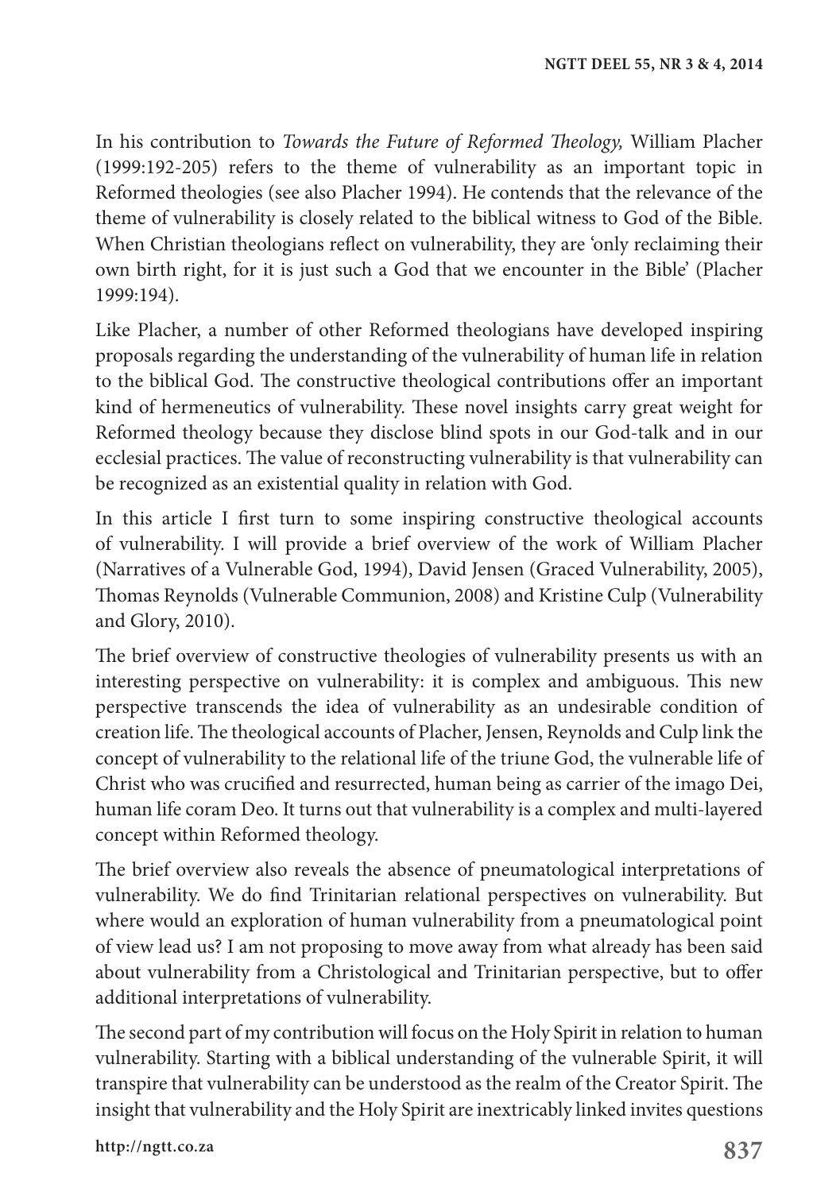In his contribution to *Towards the Future of Reformed Theology,* William Placher (1999:192-205) refers to the theme of vulnerability as an important topic in Reformed theologies (see also Placher 1994). He contends that the relevance of the theme of vulnerability is closely related to the biblical witness to God of the Bible. When Christian theologians reflect on vulnerability, they are 'only reclaiming their own birth right, for it is just such a God that we encounter in the Bible' (Placher 1999:194).

Like Placher, a number of other Reformed theologians have developed inspiring proposals regarding the understanding of the vulnerability of human life in relation to the biblical God. The constructive theological contributions offer an important kind of hermeneutics of vulnerability. These novel insights carry great weight for Reformed theology because they disclose blind spots in our God-talk and in our ecclesial practices. The value of reconstructing vulnerability is that vulnerability can be recognized as an existential quality in relation with God.

In this article I first turn to some inspiring constructive theological accounts of vulnerability. I will provide a brief overview of the work of William Placher (Narratives of a Vulnerable God, 1994), David Jensen (Graced Vulnerability, 2005), Thomas Reynolds (Vulnerable Communion, 2008) and Kristine Culp (Vulnerability and Glory, 2010).

The brief overview of constructive theologies of vulnerability presents us with an interesting perspective on vulnerability: it is complex and ambiguous. This new perspective transcends the idea of vulnerability as an undesirable condition of creation life. The theological accounts of Placher, Jensen, Reynolds and Culp link the concept of vulnerability to the relational life of the triune God, the vulnerable life of Christ who was crucified and resurrected, human being as carrier of the imago Dei, human life coram Deo. It turns out that vulnerability is a complex and multi-layered concept within Reformed theology.

The brief overview also reveals the absence of pneumatological interpretations of vulnerability. We do find Trinitarian relational perspectives on vulnerability. But where would an exploration of human vulnerability from a pneumatological point of view lead us? I am not proposing to move away from what already has been said about vulnerability from a Christological and Trinitarian perspective, but to offer additional interpretations of vulnerability.

The second part of my contribution will focus on the Holy Spirit in relation to human vulnerability. Starting with a biblical understanding of the vulnerable Spirit, it will transpire that vulnerability can be understood as the realm of the Creator Spirit. The insight that vulnerability and the Holy Spirit are inextricably linked invites questions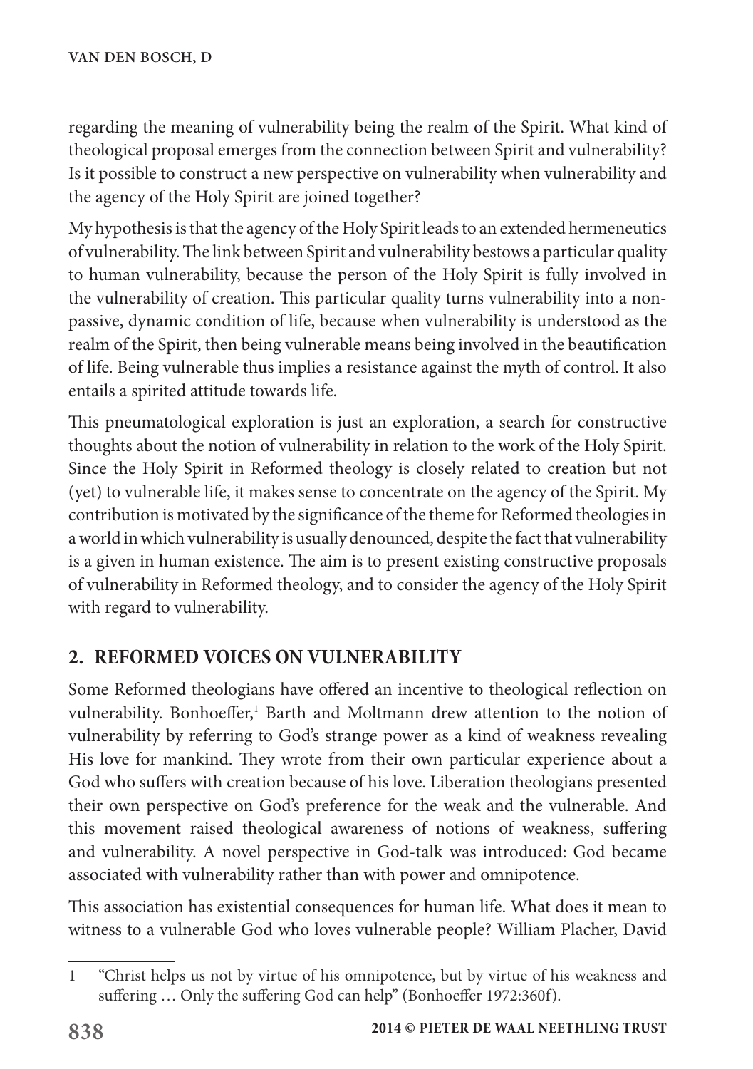regarding the meaning of vulnerability being the realm of the Spirit. What kind of theological proposal emerges from the connection between Spirit and vulnerability? Is it possible to construct a new perspective on vulnerability when vulnerability and the agency of the Holy Spirit are joined together?

My hypothesis is that the agency of the Holy Spirit leads to an extended hermeneutics of vulnerability. The link between Spirit and vulnerability bestows a particular quality to human vulnerability, because the person of the Holy Spirit is fully involved in the vulnerability of creation. This particular quality turns vulnerability into a non-passive, dynamic condition of life, because when vulnerability is understood as the realm of the Spirit, then being vulnerable means being involved in the beautification of life. Being vulnerable thus implies a resistance against the myth of control. It also entails a spirited attitude towards life.

This pneumatological exploration is just an exploration, a search for constructive thoughts about the notion of vulnerability in relation to the work of the Holy Spirit. Since the Holy Spirit in Reformed theology is closely related to creation but not (yet) to vulnerable life, it makes sense to concentrate on the agency of the Spirit. My contribution is motivated by the significance of the theme for Reformed theologies in a world in which vulnerability is usually denounced, despite the fact that vulnerability is a given in human existence. The aim is to present existing constructive proposals of vulnerability in Reformed theology, and to consider the agency of the Holy Spirit with regard to vulnerability.

## 2. REFORMED VOICES ON VULNERABILITY

Some Reformed theologians have offered an incentive to theological reflection on vulnerability. Bonhoeffer,[1] Barth and Moltmann drew attention to the notion of vulnerability by referring to God's strange power as a kind of weakness revealing His love for mankind. They wrote from their own particular experience about a God who suffers with creation because of his love. Liberation theologians presented their own perspective on God's preference for the weak and the vulnerable. And this movement raised theological awareness of notions of weakness, suffering and vulnerability. A novel perspective in God-talk was introduced: God became associated with vulnerability rather than with power and omnipotence.

This association has existential consequences for human life. What does it mean to witness to a vulnerable God who loves vulnerable people? William Placher, David

1 "Christ helps us not by virtue of his omnipotence, but by virtue of his weakness and suffering … Only the suffering God can help" (Bonhoeffer 1972:360f).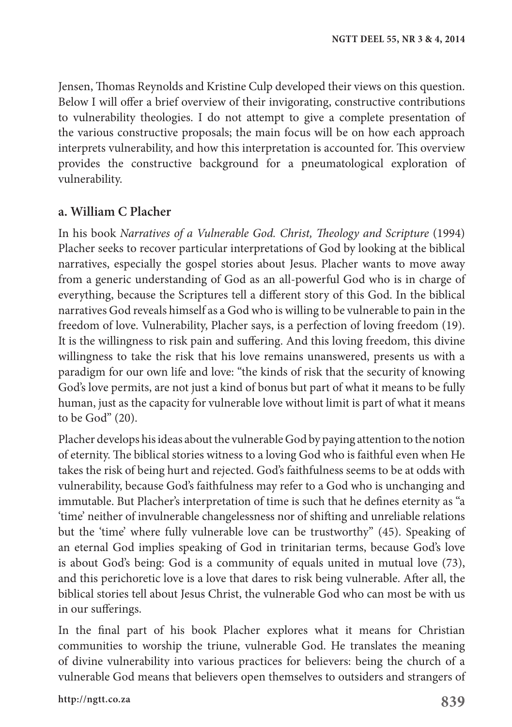Jensen, Thomas Reynolds and Kristine Culp developed their views on this question. Below I will offer a brief overview of their invigorating, constructive contributions to vulnerability theologies. I do not attempt to give a complete presentation of the various constructive proposals; the main focus will be on how each approach interprets vulnerability, and how this interpretation is accounted for. This overview provides the constructive background for a pneumatological exploration of vulnerability.

### a. William C Placher

In his book *Narratives of a Vulnerable God. Christ, Theology and Scripture* (1994) Placher seeks to recover particular interpretations of God by looking at the biblical narratives, especially the gospel stories about Jesus. Placher wants to move away from a generic understanding of God as an all-powerful God who is in charge of everything, because the Scriptures tell a different story of this God. In the biblical narratives God reveals himself as a God who is willing to be vulnerable to pain in the freedom of love. Vulnerability, Placher says, is a perfection of loving freedom (19). It is the willingness to risk pain and suffering. And this loving freedom, this divine willingness to take the risk that his love remains unanswered, presents us with a paradigm for our own life and love: "the kinds of risk that the security of knowing God's love permits, are not just a kind of bonus but part of what it means to be fully human, just as the capacity for vulnerable love without limit is part of what it means to be God" (20).

Placher develops his ideas about the vulnerable God by paying attention to the notion of eternity. The biblical stories witness to a loving God who is faithful even when He takes the risk of being hurt and rejected. God's faithfulness seems to be at odds with vulnerability, because God's faithfulness may refer to a God who is unchanging and immutable. But Placher's interpretation of time is such that he defines eternity as "a 'time' neither of invulnerable changelessness nor of shifting and unreliable relations but the 'time' where fully vulnerable love can be trustworthy" (45). Speaking of an eternal God implies speaking of God in trinitarian terms, because God's love is about God's being: God is a community of equals united in mutual love (73), and this perichoretic love is a love that dares to risk being vulnerable. After all, the biblical stories tell about Jesus Christ, the vulnerable God who can most be with us in our sufferings.

In the final part of his book Placher explores what it means for Christian communities to worship the triune, vulnerable God. He translates the meaning of divine vulnerability into various practices for believers: being the church of a vulnerable God means that believers open themselves to outsiders and strangers of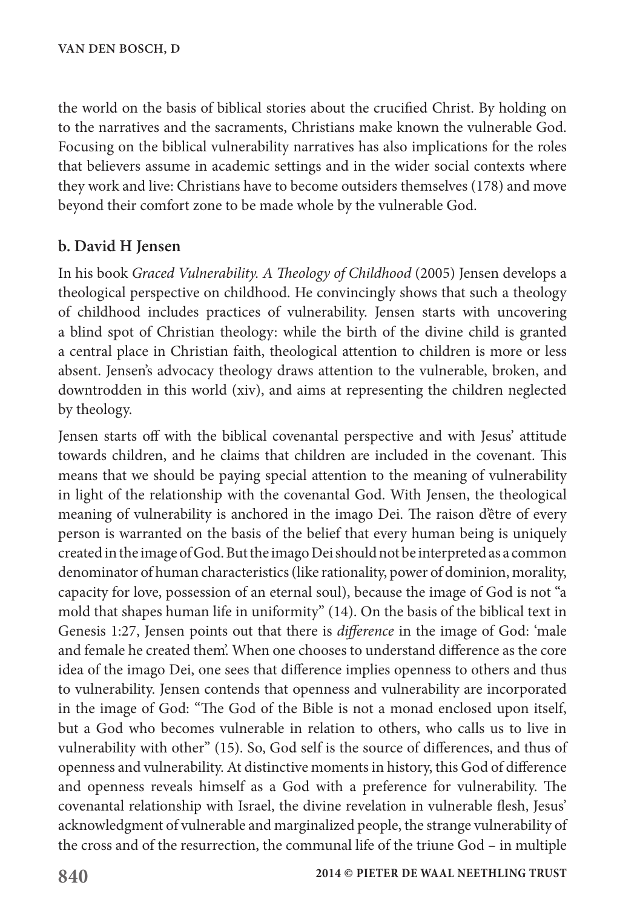the world on the basis of biblical stories about the crucified Christ. By holding on to the narratives and the sacraments, Christians make known the vulnerable God. Focusing on the biblical vulnerability narratives has also implications for the roles that believers assume in academic settings and in the wider social contexts where they work and live: Christians have to become outsiders themselves (178) and move beyond their comfort zone to be made whole by the vulnerable God.

## b. David H Jensen

In his book *Graced Vulnerability. A Theology of Childhood* (2005) Jensen develops a theological perspective on childhood. He convincingly shows that such a theology of childhood includes practices of vulnerability. Jensen starts with uncovering a blind spot of Christian theology: while the birth of the divine child is granted a central place in Christian faith, theological attention to children is more or less absent. Jensen's advocacy theology draws attention to the vulnerable, broken, and downtrodden in this world (xiv), and aims at representing the children neglected by theology.

Jensen starts off with the biblical covenantal perspective and with Jesus' attitude towards children, and he claims that children are included in the covenant. This means that we should be paying special attention to the meaning of vulnerability in light of the relationship with the covenantal God. With Jensen, the theological meaning of vulnerability is anchored in the imago Dei. The raison d'être of every person is warranted on the basis of the belief that every human being is uniquely created in the image of God. But the imago Dei should not be interpreted as a common denominator of human characteristics (like rationality, power of dominion, morality, capacity for love, possession of an eternal soul), because the image of God is not "a mold that shapes human life in uniformity" (14). On the basis of the biblical text in Genesis 1:27, Jensen points out that there is *difference* in the image of God: 'male and female he created them'. When one chooses to understand difference as the core idea of the imago Dei, one sees that difference implies openness to others and thus to vulnerability. Jensen contends that openness and vulnerability are incorporated in the image of God: "The God of the Bible is not a monad enclosed upon itself, but a God who becomes vulnerable in relation to others, who calls us to live in vulnerability with other" (15). So, God self is the source of differences, and thus of openness and vulnerability. At distinctive moments in history, this God of difference and openness reveals himself as a God with a preference for vulnerability. The covenantal relationship with Israel, the divine revelation in vulnerable flesh, Jesus' acknowledgment of vulnerable and marginalized people, the strange vulnerability of the cross and of the resurrection, the communal life of the triune God – in multiple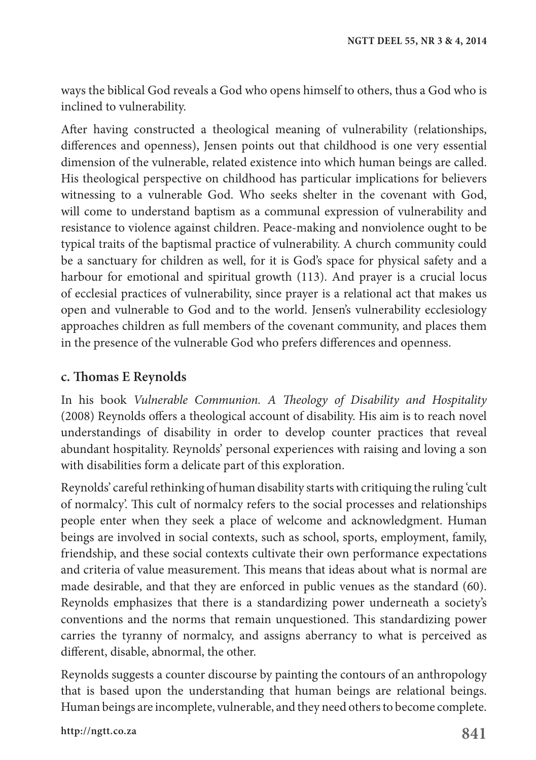ways the biblical God reveals a God who opens himself to others, thus a God who is inclined to vulnerability.

After having constructed a theological meaning of vulnerability (relationships, differences and openness), Jensen points out that childhood is one very essential dimension of the vulnerable, related existence into which human beings are called. His theological perspective on childhood has particular implications for believers witnessing to a vulnerable God. Who seeks shelter in the covenant with God, will come to understand baptism as a communal expression of vulnerability and resistance to violence against children. Peace-making and nonviolence ought to be typical traits of the baptismal practice of vulnerability. A church community could be a sanctuary for children as well, for it is God's space for physical safety and a harbour for emotional and spiritual growth (113). And prayer is a crucial locus of ecclesial practices of vulnerability, since prayer is a relational act that makes us open and vulnerable to God and to the world. Jensen's vulnerability ecclesiology approaches children as full members of the covenant community, and places them in the presence of the vulnerable God who prefers differences and openness.

### c. Thomas E Reynolds

In his book *Vulnerable Communion. A Theology of Disability and Hospitality* (2008) Reynolds offers a theological account of disability. His aim is to reach novel understandings of disability in order to develop counter practices that reveal abundant hospitality. Reynolds' personal experiences with raising and loving a son with disabilities form a delicate part of this exploration.

Reynolds' careful rethinking of human disability starts with critiquing the ruling 'cult of normalcy'. This cult of normalcy refers to the social processes and relationships people enter when they seek a place of welcome and acknowledgment. Human beings are involved in social contexts, such as school, sports, employment, family, friendship, and these social contexts cultivate their own performance expectations and criteria of value measurement. This means that ideas about what is normal are made desirable, and that they are enforced in public venues as the standard (60). Reynolds emphasizes that there is a standardizing power underneath a society's conventions and the norms that remain unquestioned. This standardizing power carries the tyranny of normalcy, and assigns aberrancy to what is perceived as different, disable, abnormal, the other.

Reynolds suggests a counter discourse by painting the contours of an anthropology that is based upon the understanding that human beings are relational beings. Human beings are incomplete, vulnerable, and they need others to become complete.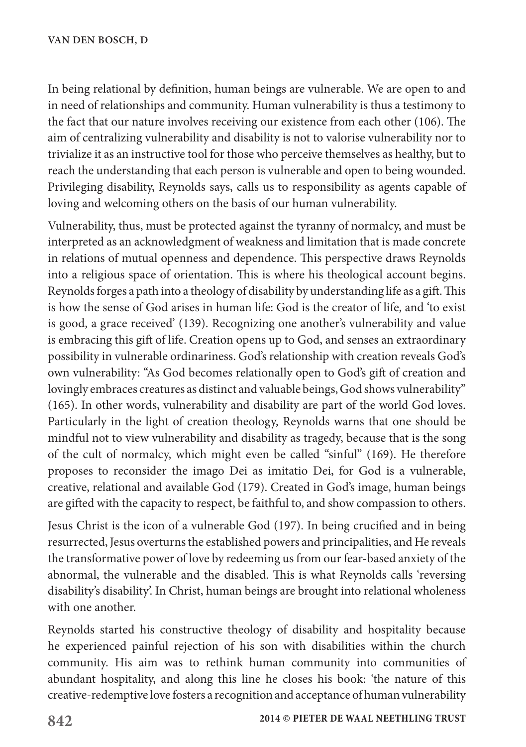In being relational by definition, human beings are vulnerable. We are open to and in need of relationships and community. Human vulnerability is thus a testimony to the fact that our nature involves receiving our existence from each other (106). The aim of centralizing vulnerability and disability is not to valorise vulnerability nor to trivialize it as an instructive tool for those who perceive themselves as healthy, but to reach the understanding that each person is vulnerable and open to being wounded. Privileging disability, Reynolds says, calls us to responsibility as agents capable of loving and welcoming others on the basis of our human vulnerability.

Vulnerability, thus, must be protected against the tyranny of normalcy, and must be interpreted as an acknowledgment of weakness and limitation that is made concrete in relations of mutual openness and dependence. This perspective draws Reynolds into a religious space of orientation. This is where his theological account begins. Reynolds forges a path into a theology of disability by understanding life as a gift. This is how the sense of God arises in human life: God is the creator of life, and 'to exist is good, a grace received' (139). Recognizing one another's vulnerability and value is embracing this gift of life. Creation opens up to God, and senses an extraordinary possibility in vulnerable ordinariness. God's relationship with creation reveals God's own vulnerability: "As God becomes relationally open to God's gift of creation and lovingly embraces creatures as distinct and valuable beings, God shows vulnerability" (165). In other words, vulnerability and disability are part of the world God loves. Particularly in the light of creation theology, Reynolds warns that one should be mindful not to view vulnerability and disability as tragedy, because that is the song of the cult of normalcy, which might even be called "sinful" (169). He therefore proposes to reconsider the imago Dei as imitatio Dei, for God is a vulnerable, creative, relational and available God (179). Created in God's image, human beings are gifted with the capacity to respect, be faithful to, and show compassion to others.

Jesus Christ is the icon of a vulnerable God (197). In being crucified and in being resurrected, Jesus overturns the established powers and principalities, and He reveals the transformative power of love by redeeming us from our fear-based anxiety of the abnormal, the vulnerable and the disabled. This is what Reynolds calls 'reversing disability's disability'. In Christ, human beings are brought into relational wholeness with one another.

Reynolds started his constructive theology of disability and hospitality because he experienced painful rejection of his son with disabilities within the church community. His aim was to rethink human community into communities of abundant hospitality, and along this line he closes his book: 'the nature of this creative-redemptive love fosters a recognition and acceptance of human vulnerability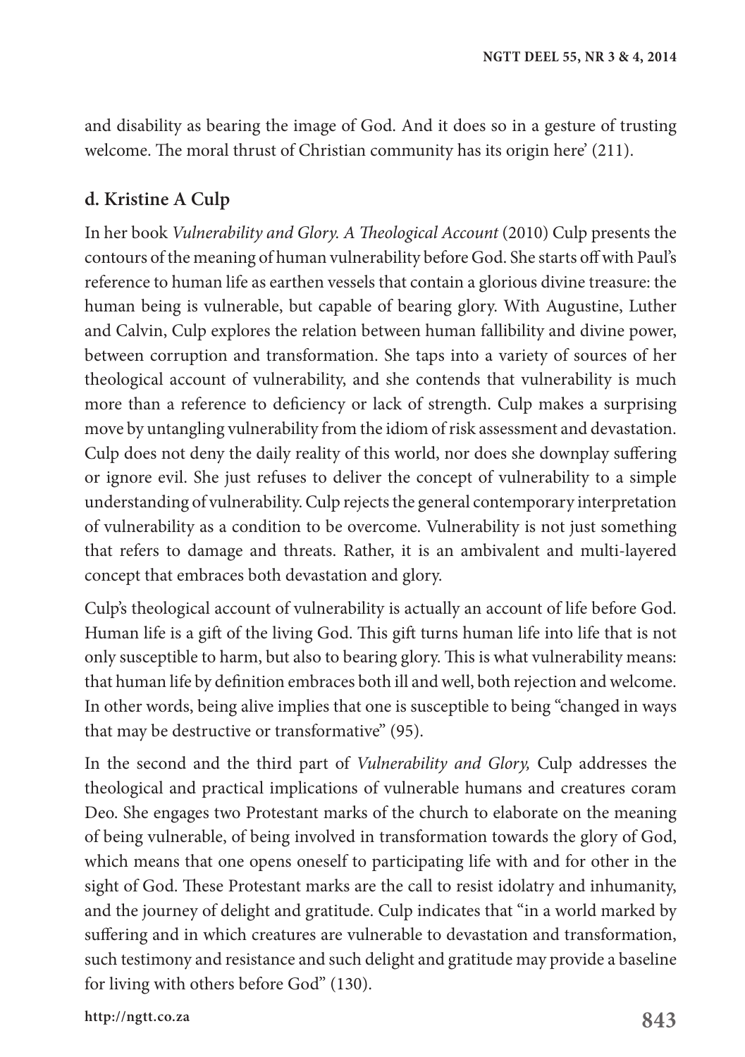and disability as bearing the image of God. And it does so in a gesture of trusting welcome. The moral thrust of Christian community has its origin here' (211).

### d. Kristine A Culp

In her book *Vulnerability and Glory. A Theological Account* (2010) Culp presents the contours of the meaning of human vulnerability before God. She starts off with Paul's reference to human life as earthen vessels that contain a glorious divine treasure: the human being is vulnerable, but capable of bearing glory. With Augustine, Luther and Calvin, Culp explores the relation between human fallibility and divine power, between corruption and transformation. She taps into a variety of sources of her theological account of vulnerability, and she contends that vulnerability is much more than a reference to deficiency or lack of strength. Culp makes a surprising move by untangling vulnerability from the idiom of risk assessment and devastation. Culp does not deny the daily reality of this world, nor does she downplay suffering or ignore evil. She just refuses to deliver the concept of vulnerability to a simple understanding of vulnerability. Culp rejects the general contemporary interpretation of vulnerability as a condition to be overcome. Vulnerability is not just something that refers to damage and threats. Rather, it is an ambivalent and multi-layered concept that embraces both devastation and glory.

Culp's theological account of vulnerability is actually an account of life before God. Human life is a gift of the living God. This gift turns human life into life that is not only susceptible to harm, but also to bearing glory. This is what vulnerability means: that human life by definition embraces both ill and well, both rejection and welcome. In other words, being alive implies that one is susceptible to being "changed in ways that may be destructive or transformative" (95).

In the second and the third part of *Vulnerability and Glory,* Culp addresses the theological and practical implications of vulnerable humans and creatures coram Deo. She engages two Protestant marks of the church to elaborate on the meaning of being vulnerable, of being involved in transformation towards the glory of God, which means that one opens oneself to participating life with and for other in the sight of God. These Protestant marks are the call to resist idolatry and inhumanity, and the journey of delight and gratitude. Culp indicates that "in a world marked by suffering and in which creatures are vulnerable to devastation and transformation, such testimony and resistance and such delight and gratitude may provide a baseline for living with others before God" (130).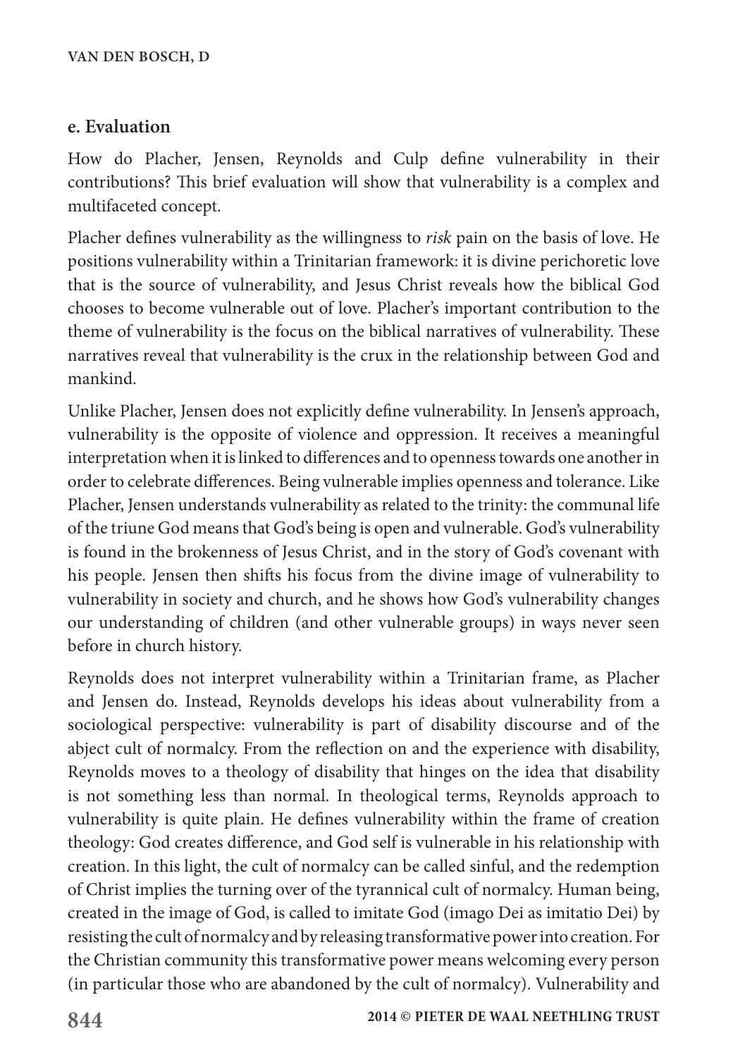**e. Evaluation**

How do Placher, Jensen, Reynolds and Culp define vulnerability in their contributions? This brief evaluation will show that vulnerability is a complex and multifaceted concept.

Placher defines vulnerability as the willingness to *risk* pain on the basis of love. He positions vulnerability within a Trinitarian framework: it is divine perichoretic love that is the source of vulnerability, and Jesus Christ reveals how the biblical God chooses to become vulnerable out of love. Placher's important contribution to the theme of vulnerability is the focus on the biblical narratives of vulnerability. These narratives reveal that vulnerability is the crux in the relationship between God and mankind.

Unlike Placher, Jensen does not explicitly define vulnerability. In Jensen's approach, vulnerability is the opposite of violence and oppression. It receives a meaningful interpretation when it is linked to differences and to openness towards one another in order to celebrate differences. Being vulnerable implies openness and tolerance. Like Placher, Jensen understands vulnerability as related to the trinity: the communal life of the triune God means that God's being is open and vulnerable. God's vulnerability is found in the brokenness of Jesus Christ, and in the story of God's covenant with his people. Jensen then shifts his focus from the divine image of vulnerability to vulnerability in society and church, and he shows how God's vulnerability changes our understanding of children (and other vulnerable groups) in ways never seen before in church history.

Reynolds does not interpret vulnerability within a Trinitarian frame, as Placher and Jensen do. Instead, Reynolds develops his ideas about vulnerability from a sociological perspective: vulnerability is part of disability discourse and of the abject cult of normalcy. From the reflection on and the experience with disability, Reynolds moves to a theology of disability that hinges on the idea that disability is not something less than normal. In theological terms, Reynolds approach to vulnerability is quite plain. He defines vulnerability within the frame of creation theology: God creates difference, and God self is vulnerable in his relationship with creation. In this light, the cult of normalcy can be called sinful, and the redemption of Christ implies the turning over of the tyrannical cult of normalcy. Human being, created in the image of God, is called to imitate God (imago Dei as imitatio Dei) by resisting the cult of normalcy and by releasing transformative power into creation. For the Christian community this transformative power means welcoming every person (in particular those who are abandoned by the cult of normalcy). Vulnerability and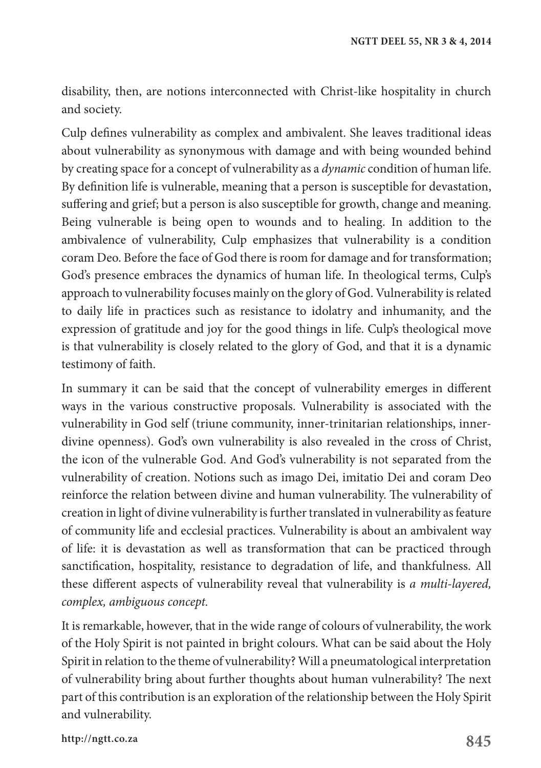disability, then, are notions interconnected with Christ-like hospitality in church and society.

Culp defines vulnerability as complex and ambivalent. She leaves traditional ideas about vulnerability as synonymous with damage and with being wounded behind by creating space for a concept of vulnerability as a *dynamic* condition of human life. By definition life is vulnerable, meaning that a person is susceptible for devastation, suffering and grief; but a person is also susceptible for growth, change and meaning. Being vulnerable is being open to wounds and to healing. In addition to the ambivalence of vulnerability, Culp emphasizes that vulnerability is a condition coram Deo. Before the face of God there is room for damage and for transformation; God's presence embraces the dynamics of human life. In theological terms, Culp's approach to vulnerability focuses mainly on the glory of God. Vulnerability is related to daily life in practices such as resistance to idolatry and inhumanity, and the expression of gratitude and joy for the good things in life. Culp's theological move is that vulnerability is closely related to the glory of God, and that it is a dynamic testimony of faith.

In summary it can be said that the concept of vulnerability emerges in different ways in the various constructive proposals. Vulnerability is associated with the vulnerability in God self (triune community, inner-trinitarian relationships, inner-divine openness). God's own vulnerability is also revealed in the cross of Christ, the icon of the vulnerable God. And God's vulnerability is not separated from the vulnerability of creation. Notions such as imago Dei, imitatio Dei and coram Deo reinforce the relation between divine and human vulnerability. The vulnerability of creation in light of divine vulnerability is further translated in vulnerability as feature of community life and ecclesial practices. Vulnerability is about an ambivalent way of life: it is devastation as well as transformation that can be practiced through sanctification, hospitality, resistance to degradation of life, and thankfulness. All these different aspects of vulnerability reveal that vulnerability is *a multi-layered, complex, ambiguous concept.*

It is remarkable, however, that in the wide range of colours of vulnerability, the work of the Holy Spirit is not painted in bright colours. What can be said about the Holy Spirit in relation to the theme of vulnerability? Will a pneumatological interpretation of vulnerability bring about further thoughts about human vulnerability? The next part of this contribution is an exploration of the relationship between the Holy Spirit and vulnerability.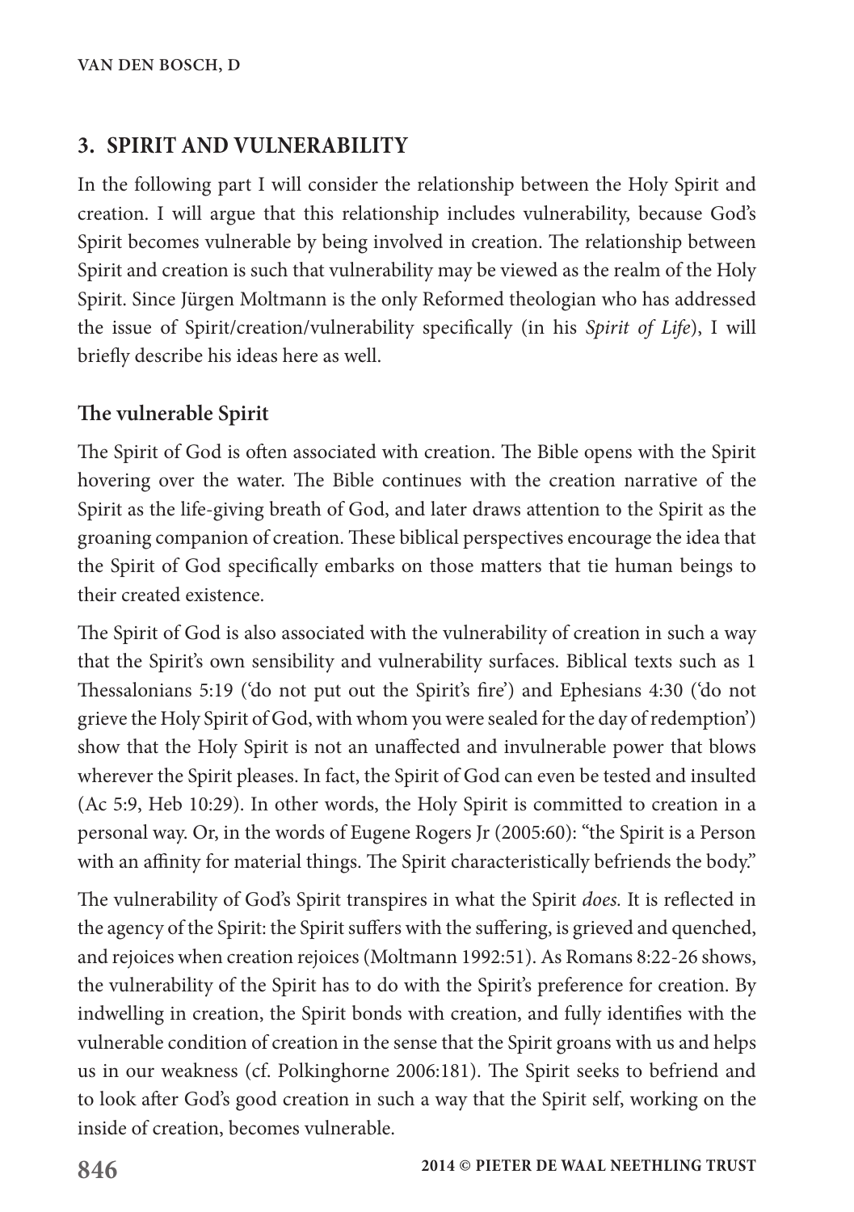## 3. SPIRIT AND VULNERABILITY

In the following part I will consider the relationship between the Holy Spirit and creation. I will argue that this relationship includes vulnerability, because God's Spirit becomes vulnerable by being involved in creation. The relationship between Spirit and creation is such that vulnerability may be viewed as the realm of the Holy Spirit. Since Jürgen Moltmann is the only Reformed theologian who has addressed the issue of Spirit/creation/vulnerability specifically (in his *Spirit of Life*), I will briefly describe his ideas here as well.

### The vulnerable Spirit

The Spirit of God is often associated with creation. The Bible opens with the Spirit hovering over the water. The Bible continues with the creation narrative of the Spirit as the life-giving breath of God, and later draws attention to the Spirit as the groaning companion of creation. These biblical perspectives encourage the idea that the Spirit of God specifically embarks on those matters that tie human beings to their created existence.

The Spirit of God is also associated with the vulnerability of creation in such a way that the Spirit's own sensibility and vulnerability surfaces. Biblical texts such as 1 Thessalonians 5:19 ('do not put out the Spirit's fire') and Ephesians 4:30 ('do not grieve the Holy Spirit of God, with whom you were sealed for the day of redemption') show that the Holy Spirit is not an unaffected and invulnerable power that blows wherever the Spirit pleases. In fact, the Spirit of God can even be tested and insulted (Ac 5:9, Heb 10:29). In other words, the Holy Spirit is committed to creation in a personal way. Or, in the words of Eugene Rogers Jr (2005:60): "the Spirit is a Person with an affinity for material things. The Spirit characteristically befriends the body."

The vulnerability of God's Spirit transpires in what the Spirit *does*. It is reflected in the agency of the Spirit: the Spirit suffers with the suffering, is grieved and quenched, and rejoices when creation rejoices (Moltmann 1992:51). As Romans 8:22-26 shows, the vulnerability of the Spirit has to do with the Spirit's preference for creation. By indwelling in creation, the Spirit bonds with creation, and fully identifies with the vulnerable condition of creation in the sense that the Spirit groans with us and helps us in our weakness (cf. Polkinghorne 2006:181). The Spirit seeks to befriend and to look after God's good creation in such a way that the Spirit self, working on the inside of creation, becomes vulnerable.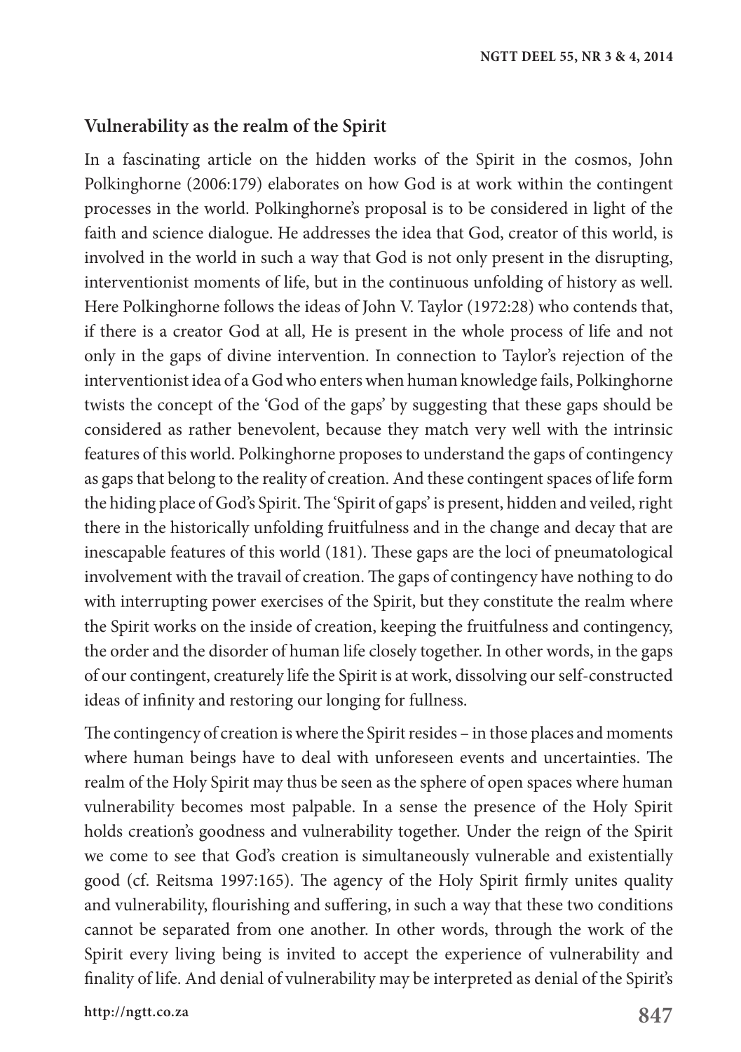## Vulnerability as the realm of the Spirit

In a fascinating article on the hidden works of the Spirit in the cosmos, John Polkinghorne (2006:179) elaborates on how God is at work within the contingent processes in the world. Polkinghorne's proposal is to be considered in light of the faith and science dialogue. He addresses the idea that God, creator of this world, is involved in the world in such a way that God is not only present in the disrupting, interventionist moments of life, but in the continuous unfolding of history as well. Here Polkinghorne follows the ideas of John V. Taylor (1972:28) who contends that, if there is a creator God at all, He is present in the whole process of life and not only in the gaps of divine intervention. In connection to Taylor's rejection of the interventionist idea of a God who enters when human knowledge fails, Polkinghorne twists the concept of the 'God of the gaps' by suggesting that these gaps should be considered as rather benevolent, because they match very well with the intrinsic features of this world. Polkinghorne proposes to understand the gaps of contingency as gaps that belong to the reality of creation. And these contingent spaces of life form the hiding place of God's Spirit. The 'Spirit of gaps' is present, hidden and veiled, right there in the historically unfolding fruitfulness and in the change and decay that are inescapable features of this world (181). These gaps are the loci of pneumatological involvement with the travail of creation. The gaps of contingency have nothing to do with interrupting power exercises of the Spirit, but they constitute the realm where the Spirit works on the inside of creation, keeping the fruitfulness and contingency, the order and the disorder of human life closely together. In other words, in the gaps of our contingent, creaturely life the Spirit is at work, dissolving our self-constructed ideas of infinity and restoring our longing for fullness.

The contingency of creation is where the Spirit resides – in those places and moments where human beings have to deal with unforeseen events and uncertainties. The realm of the Holy Spirit may thus be seen as the sphere of open spaces where human vulnerability becomes most palpable. In a sense the presence of the Holy Spirit holds creation's goodness and vulnerability together. Under the reign of the Spirit we come to see that God's creation is simultaneously vulnerable and existentially good (cf. Reitsma 1997:165). The agency of the Holy Spirit firmly unites quality and vulnerability, flourishing and suffering, in such a way that these two conditions cannot be separated from one another. In other words, through the work of the Spirit every living being is invited to accept the experience of vulnerability and finality of life. And denial of vulnerability may be interpreted as denial of the Spirit's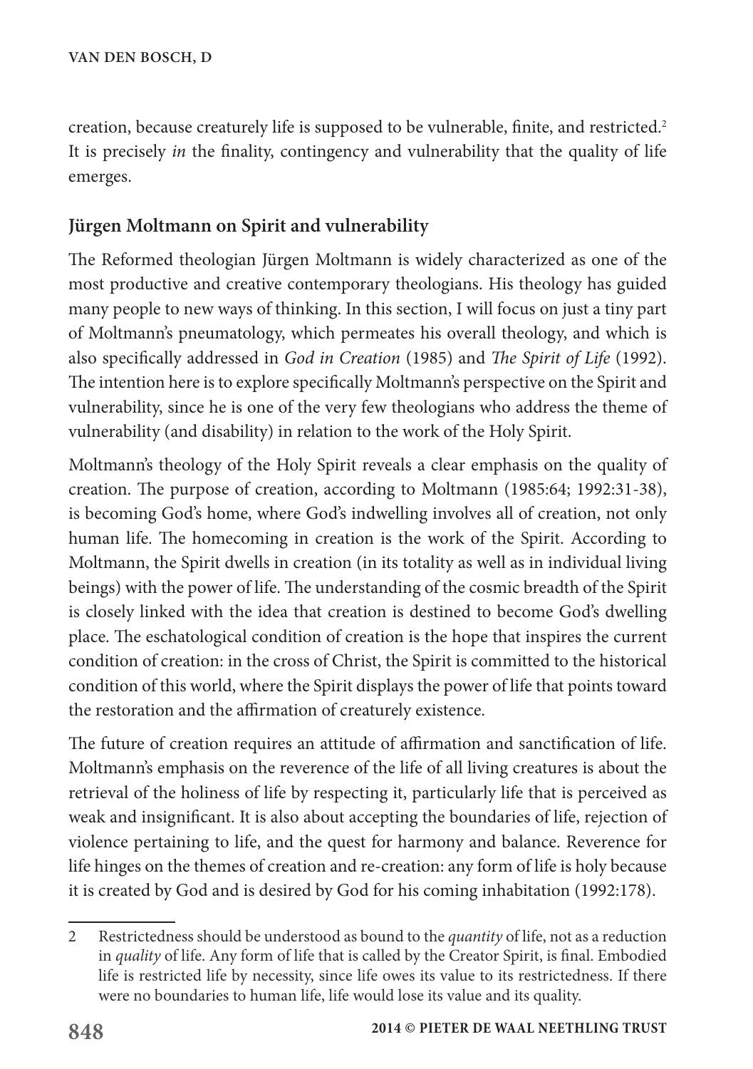creation, because creaturely life is supposed to be vulnerable, finite, and restricted.[2] It is precisely *in* the finality, contingency and vulnerability that the quality of life emerges.

## Jürgen Moltmann on Spirit and vulnerability

The Reformed theologian Jürgen Moltmann is widely characterized as one of the most productive and creative contemporary theologians. His theology has guided many people to new ways of thinking. In this section, I will focus on just a tiny part of Moltmann's pneumatology, which permeates his overall theology, and which is also specifically addressed in *God in Creation* (1985) and *The Spirit of Life* (1992). The intention here is to explore specifically Moltmann's perspective on the Spirit and vulnerability, since he is one of the very few theologians who address the theme of vulnerability (and disability) in relation to the work of the Holy Spirit.

Moltmann's theology of the Holy Spirit reveals a clear emphasis on the quality of creation. The purpose of creation, according to Moltmann (1985:64; 1992:31-38), is becoming God's home, where God's indwelling involves all of creation, not only human life. The homecoming in creation is the work of the Spirit. According to Moltmann, the Spirit dwells in creation (in its totality as well as in individual living beings) with the power of life. The understanding of the cosmic breadth of the Spirit is closely linked with the idea that creation is destined to become God's dwelling place. The eschatological condition of creation is the hope that inspires the current condition of creation: in the cross of Christ, the Spirit is committed to the historical condition of this world, where the Spirit displays the power of life that points toward the restoration and the affirmation of creaturely existence.

The future of creation requires an attitude of affirmation and sanctification of life. Moltmann's emphasis on the reverence of the life of all living creatures is about the retrieval of the holiness of life by respecting it, particularly life that is perceived as weak and insignificant. It is also about accepting the boundaries of life, rejection of violence pertaining to life, and the quest for harmony and balance. Reverence for life hinges on the themes of creation and re-creation: any form of life is holy because it is created by God and is desired by God for his coming inhabitation (1992:178).

---

2 Restrictedness should be understood as bound to the *quantity* of life, not as a reduction in *quality* of life. Any form of life that is called by the Creator Spirit, is final. Embodied life is restricted life by necessity, since life owes its value to its restrictedness. If there were no boundaries to human life, life would lose its value and its quality.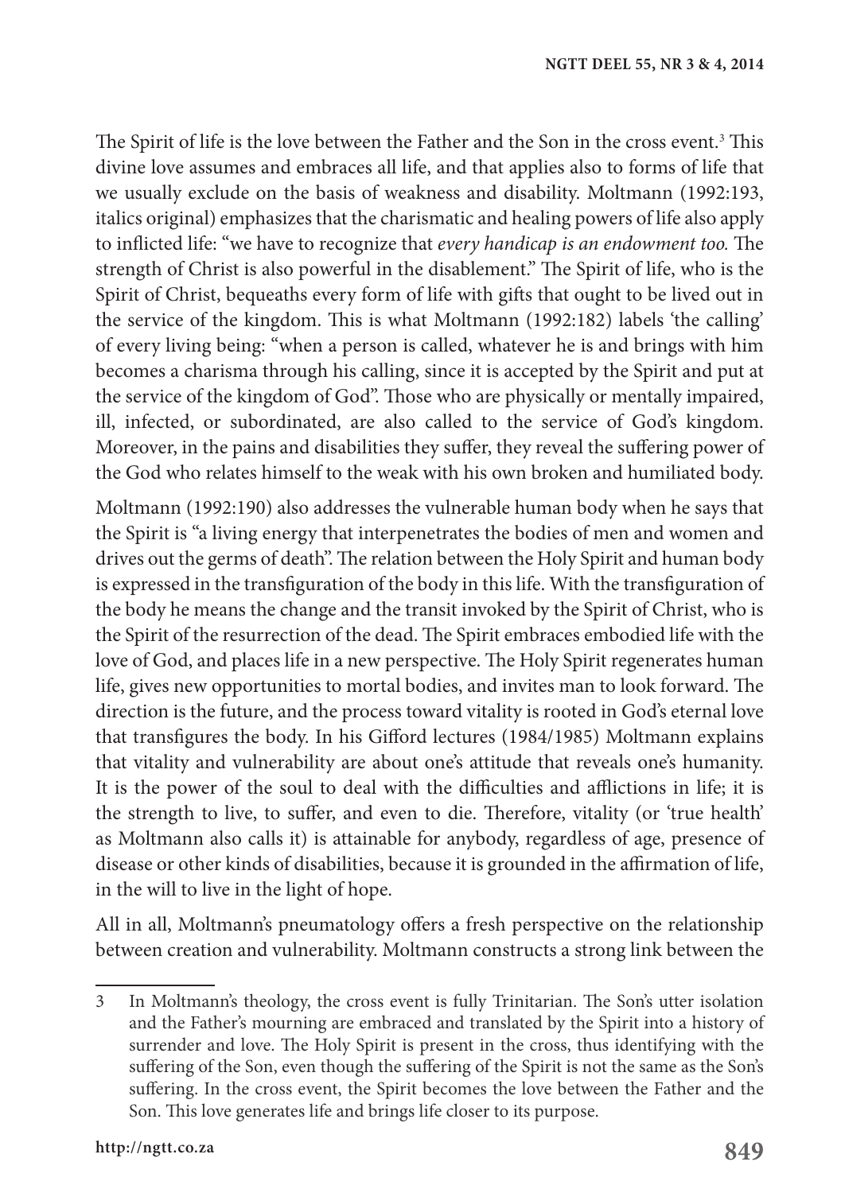The Spirit of life is the love between the Father and the Son in the cross event.[3] This divine love assumes and embraces all life, and that applies also to forms of life that we usually exclude on the basis of weakness and disability. Moltmann (1992:193, italics original) emphasizes that the charismatic and healing powers of life also apply to inflicted life: "we have to recognize that *every handicap is an endowment too.* The strength of Christ is also powerful in the disablement." The Spirit of life, who is the Spirit of Christ, bequeaths every form of life with gifts that ought to be lived out in the service of the kingdom. This is what Moltmann (1992:182) labels 'the calling' of every living being: "when a person is called, whatever he is and brings with him becomes a charisma through his calling, since it is accepted by the Spirit and put at the service of the kingdom of God". Those who are physically or mentally impaired, ill, infected, or subordinated, are also called to the service of God's kingdom. Moreover, in the pains and disabilities they suffer, they reveal the suffering power of the God who relates himself to the weak with his own broken and humiliated body.

Moltmann (1992:190) also addresses the vulnerable human body when he says that the Spirit is "a living energy that interpenetrates the bodies of men and women and drives out the germs of death". The relation between the Holy Spirit and human body is expressed in the transfiguration of the body in this life. With the transfiguration of the body he means the change and the transit invoked by the Spirit of Christ, who is the Spirit of the resurrection of the dead. The Spirit embraces embodied life with the love of God, and places life in a new perspective. The Holy Spirit regenerates human life, gives new opportunities to mortal bodies, and invites man to look forward. The direction is the future, and the process toward vitality is rooted in God's eternal love that transfigures the body. In his Gifford lectures (1984/1985) Moltmann explains that vitality and vulnerability are about one's attitude that reveals one's humanity. It is the power of the soul to deal with the difficulties and afflictions in life; it is the strength to live, to suffer, and even to die. Therefore, vitality (or 'true health' as Moltmann also calls it) is attainable for anybody, regardless of age, presence of disease or other kinds of disabilities, because it is grounded in the affirmation of life, in the will to live in the light of hope.

All in all, Moltmann's pneumatology offers a fresh perspective on the relationship between creation and vulnerability. Moltmann constructs a strong link between the

---

3 In Moltmann's theology, the cross event is fully Trinitarian. The Son's utter isolation and the Father's mourning are embraced and translated by the Spirit into a history of surrender and love. The Holy Spirit is present in the cross, thus identifying with the suffering of the Son, even though the suffering of the Spirit is not the same as the Son's suffering. In the cross event, the Spirit becomes the love between the Father and the Son. This love generates life and brings life closer to its purpose.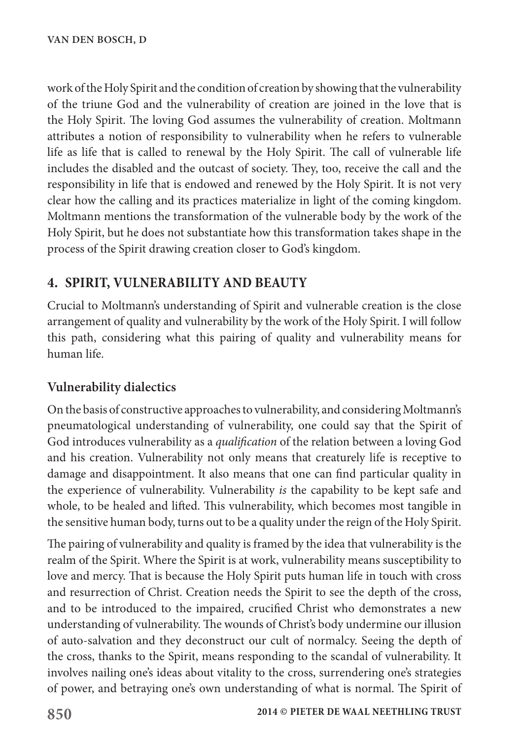work of the Holy Spirit and the condition of creation by showing that the vulnerability of the triune God and the vulnerability of creation are joined in the love that is the Holy Spirit. The loving God assumes the vulnerability of creation. Moltmann attributes a notion of responsibility to vulnerability when he refers to vulnerable life as life that is called to renewal by the Holy Spirit. The call of vulnerable life includes the disabled and the outcast of society. They, too, receive the call and the responsibility in life that is endowed and renewed by the Holy Spirit. It is not very clear how the calling and its practices materialize in light of the coming kingdom. Moltmann mentions the transformation of the vulnerable body by the work of the Holy Spirit, but he does not substantiate how this transformation takes shape in the process of the Spirit drawing creation closer to God's kingdom.

## 4. SPIRIT, VULNERABILITY AND BEAUTY

Crucial to Moltmann's understanding of Spirit and vulnerable creation is the close arrangement of quality and vulnerability by the work of the Holy Spirit. I will follow this path, considering what this pairing of quality and vulnerability means for human life.

### Vulnerability dialectics

On the basis of constructive approaches to vulnerability, and considering Moltmann's pneumatological understanding of vulnerability, one could say that the Spirit of God introduces vulnerability as a *qualification* of the relation between a loving God and his creation. Vulnerability not only means that creaturely life is receptive to damage and disappointment. It also means that one can find particular quality in the experience of vulnerability. Vulnerability *is* the capability to be kept safe and whole, to be healed and lifted. This vulnerability, which becomes most tangible in the sensitive human body, turns out to be a quality under the reign of the Holy Spirit.

The pairing of vulnerability and quality is framed by the idea that vulnerability is the realm of the Spirit. Where the Spirit is at work, vulnerability means susceptibility to love and mercy. That is because the Holy Spirit puts human life in touch with cross and resurrection of Christ. Creation needs the Spirit to see the depth of the cross, and to be introduced to the impaired, crucified Christ who demonstrates a new understanding of vulnerability. The wounds of Christ's body undermine our illusion of auto-salvation and they deconstruct our cult of normalcy. Seeing the depth of the cross, thanks to the Spirit, means responding to the scandal of vulnerability. It involves nailing one's ideas about vitality to the cross, surrendering one's strategies of power, and betraying one's own understanding of what is normal. The Spirit of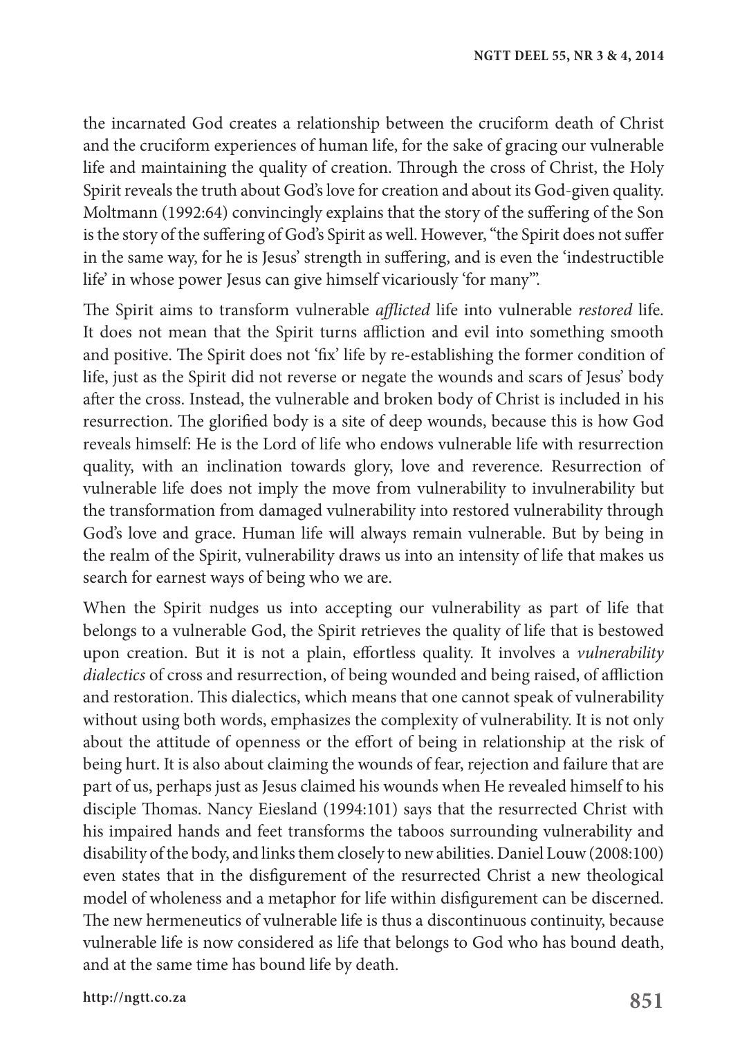the incarnated God creates a relationship between the cruciform death of Christ and the cruciform experiences of human life, for the sake of gracing our vulnerable life and maintaining the quality of creation. Through the cross of Christ, the Holy Spirit reveals the truth about God's love for creation and about its God-given quality. Moltmann (1992:64) convincingly explains that the story of the suffering of the Son is the story of the suffering of God's Spirit as well. However, "the Spirit does not suffer in the same way, for he is Jesus' strength in suffering, and is even the 'indestructible life' in whose power Jesus can give himself vicariously 'for many'".

The Spirit aims to transform vulnerable *afflicted* life into vulnerable *restored* life. It does not mean that the Spirit turns affliction and evil into something smooth and positive. The Spirit does not 'fix' life by re-establishing the former condition of life, just as the Spirit did not reverse or negate the wounds and scars of Jesus' body after the cross. Instead, the vulnerable and broken body of Christ is included in his resurrection. The glorified body is a site of deep wounds, because this is how God reveals himself: He is the Lord of life who endows vulnerable life with resurrection quality, with an inclination towards glory, love and reverence. Resurrection of vulnerable life does not imply the move from vulnerability to invulnerability but the transformation from damaged vulnerability into restored vulnerability through God's love and grace. Human life will always remain vulnerable. But by being in the realm of the Spirit, vulnerability draws us into an intensity of life that makes us search for earnest ways of being who we are.

When the Spirit nudges us into accepting our vulnerability as part of life that belongs to a vulnerable God, the Spirit retrieves the quality of life that is bestowed upon creation. But it is not a plain, effortless quality. It involves a *vulnerability dialectics* of cross and resurrection, of being wounded and being raised, of affliction and restoration. This dialectics, which means that one cannot speak of vulnerability without using both words, emphasizes the complexity of vulnerability. It is not only about the attitude of openness or the effort of being in relationship at the risk of being hurt. It is also about claiming the wounds of fear, rejection and failure that are part of us, perhaps just as Jesus claimed his wounds when He revealed himself to his disciple Thomas. Nancy Eiesland (1994:101) says that the resurrected Christ with his impaired hands and feet transforms the taboos surrounding vulnerability and disability of the body, and links them closely to new abilities. Daniel Louw (2008:100) even states that in the disfigurement of the resurrected Christ a new theological model of wholeness and a metaphor for life within disfigurement can be discerned. The new hermeneutics of vulnerable life is thus a discontinuous continuity, because vulnerable life is now considered as life that belongs to God who has bound death, and at the same time has bound life by death.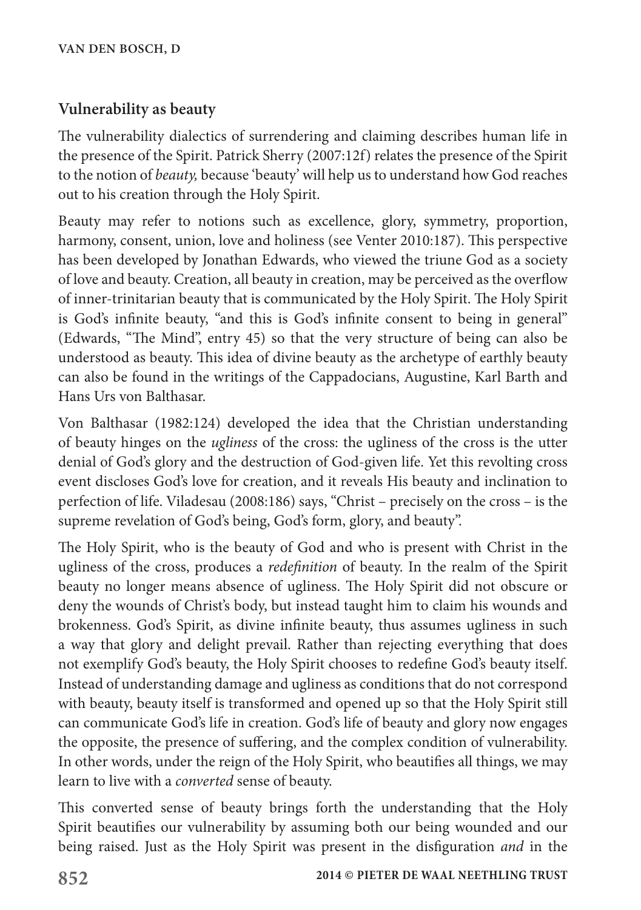## Vulnerability as beauty

The vulnerability dialectics of surrendering and claiming describes human life in the presence of the Spirit. Patrick Sherry (2007:12f) relates the presence of the Spirit to the notion of *beauty,* because 'beauty' will help us to understand how God reaches out to his creation through the Holy Spirit.

Beauty may refer to notions such as excellence, glory, symmetry, proportion, harmony, consent, union, love and holiness (see Venter 2010:187). This perspective has been developed by Jonathan Edwards, who viewed the triune God as a society of love and beauty. Creation, all beauty in creation, may be perceived as the overflow of inner-trinitarian beauty that is communicated by the Holy Spirit. The Holy Spirit is God's infinite beauty, "and this is God's infinite consent to being in general" (Edwards, "The Mind", entry 45) so that the very structure of being can also be understood as beauty. This idea of divine beauty as the archetype of earthly beauty can also be found in the writings of the Cappadocians, Augustine, Karl Barth and Hans Urs von Balthasar.

Von Balthasar (1982:124) developed the idea that the Christian understanding of beauty hinges on the *ugliness* of the cross: the ugliness of the cross is the utter denial of God's glory and the destruction of God-given life. Yet this revolting cross event discloses God's love for creation, and it reveals His beauty and inclination to perfection of life. Viladesau (2008:186) says, "Christ – precisely on the cross – is the supreme revelation of God's being, God's form, glory, and beauty".

The Holy Spirit, who is the beauty of God and who is present with Christ in the ugliness of the cross, produces a *redefinition* of beauty. In the realm of the Spirit beauty no longer means absence of ugliness. The Holy Spirit did not obscure or deny the wounds of Christ's body, but instead taught him to claim his wounds and brokenness. God's Spirit, as divine infinite beauty, thus assumes ugliness in such a way that glory and delight prevail. Rather than rejecting everything that does not exemplify God's beauty, the Holy Spirit chooses to redefine God's beauty itself. Instead of understanding damage and ugliness as conditions that do not correspond with beauty, beauty itself is transformed and opened up so that the Holy Spirit still can communicate God's life in creation. God's life of beauty and glory now engages the opposite, the presence of suffering, and the complex condition of vulnerability. In other words, under the reign of the Holy Spirit, who beautifies all things, we may learn to live with a *converted* sense of beauty.

This converted sense of beauty brings forth the understanding that the Holy Spirit beautifies our vulnerability by assuming both our being wounded and our being raised. Just as the Holy Spirit was present in the disfiguration *and* in the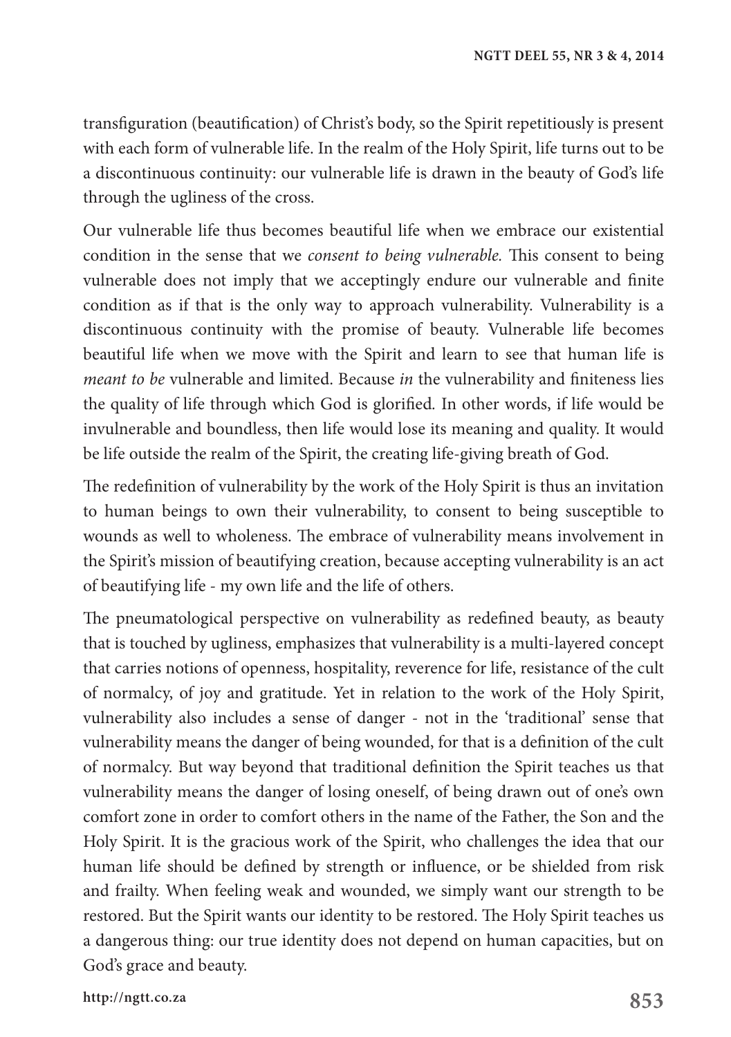transfiguration (beautification) of Christ's body, so the Spirit repetitiously is present with each form of vulnerable life. In the realm of the Holy Spirit, life turns out to be a discontinuous continuity: our vulnerable life is drawn in the beauty of God's life through the ugliness of the cross.

Our vulnerable life thus becomes beautiful life when we embrace our existential condition in the sense that we *consent to being vulnerable.* This consent to being vulnerable does not imply that we acceptingly endure our vulnerable and finite condition as if that is the only way to approach vulnerability. Vulnerability is a discontinuous continuity with the promise of beauty. Vulnerable life becomes beautiful life when we move with the Spirit and learn to see that human life is *meant to be* vulnerable and limited. Because *in* the vulnerability and finiteness lies the quality of life through which God is glorified. In other words, if life would be invulnerable and boundless, then life would lose its meaning and quality. It would be life outside the realm of the Spirit, the creating life-giving breath of God.

The redefinition of vulnerability by the work of the Holy Spirit is thus an invitation to human beings to own their vulnerability, to consent to being susceptible to wounds as well to wholeness. The embrace of vulnerability means involvement in the Spirit's mission of beautifying creation, because accepting vulnerability is an act of beautifying life - my own life and the life of others.

The pneumatological perspective on vulnerability as redefined beauty, as beauty that is touched by ugliness, emphasizes that vulnerability is a multi-layered concept that carries notions of openness, hospitality, reverence for life, resistance of the cult of normalcy, of joy and gratitude. Yet in relation to the work of the Holy Spirit, vulnerability also includes a sense of danger - not in the 'traditional' sense that vulnerability means the danger of being wounded, for that is a definition of the cult of normalcy. But way beyond that traditional definition the Spirit teaches us that vulnerability means the danger of losing oneself, of being drawn out of one's own comfort zone in order to comfort others in the name of the Father, the Son and the Holy Spirit. It is the gracious work of the Spirit, who challenges the idea that our human life should be defined by strength or influence, or be shielded from risk and frailty. When feeling weak and wounded, we simply want our strength to be restored. But the Spirit wants our identity to be restored. The Holy Spirit teaches us a dangerous thing: our true identity does not depend on human capacities, but on God's grace and beauty.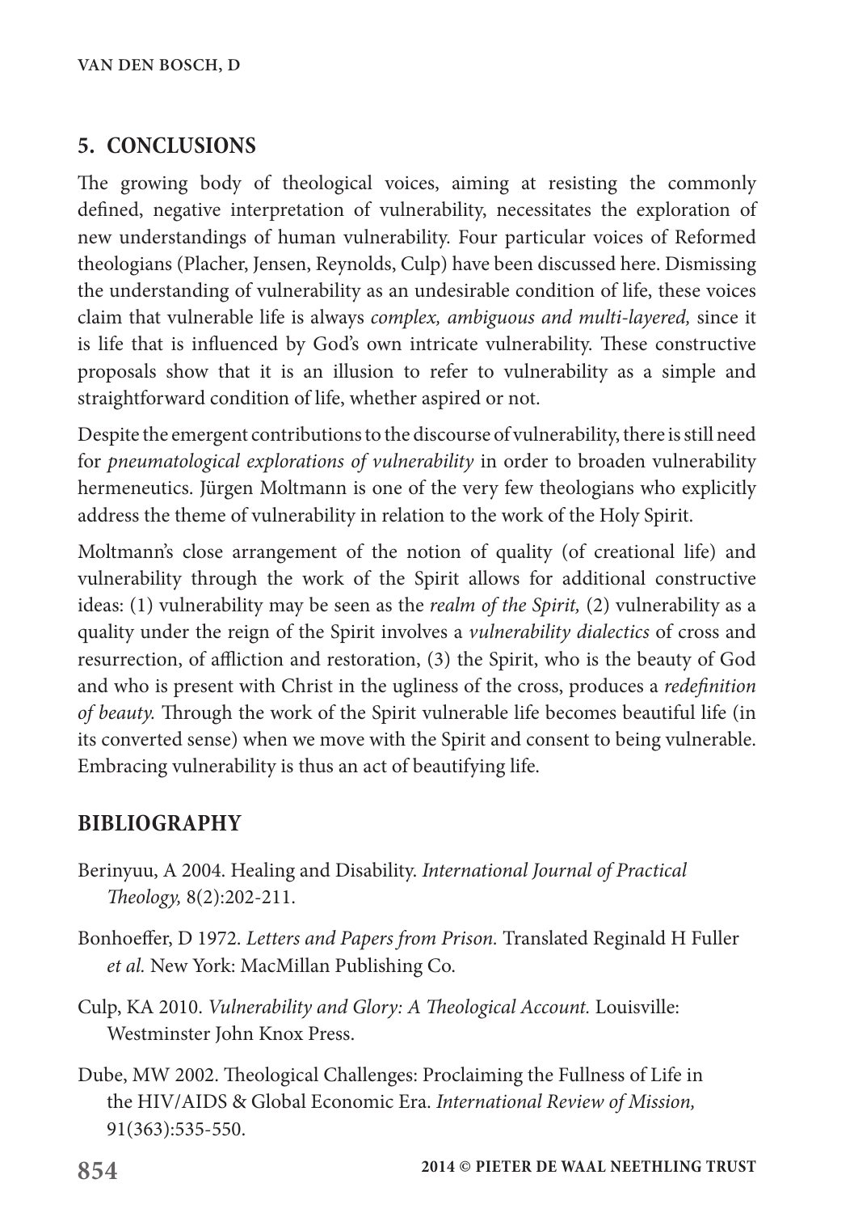## 5. CONCLUSIONS

The growing body of theological voices, aiming at resisting the commonly defined, negative interpretation of vulnerability, necessitates the exploration of new understandings of human vulnerability. Four particular voices of Reformed theologians (Placher, Jensen, Reynolds, Culp) have been discussed here. Dismissing the understanding of vulnerability as an undesirable condition of life, these voices claim that vulnerable life is always *complex, ambiguous and multi-layered,* since it is life that is influenced by God's own intricate vulnerability. These constructive proposals show that it is an illusion to refer to vulnerability as a simple and straightforward condition of life, whether aspired or not.

Despite the emergent contributions to the discourse of vulnerability, there is still need for *pneumatological explorations of vulnerability* in order to broaden vulnerability hermeneutics. Jürgen Moltmann is one of the very few theologians who explicitly address the theme of vulnerability in relation to the work of the Holy Spirit.

Moltmann's close arrangement of the notion of quality (of creational life) and vulnerability through the work of the Spirit allows for additional constructive ideas: (1) vulnerability may be seen as the *realm of the Spirit,* (2) vulnerability as a quality under the reign of the Spirit involves a *vulnerability dialectics* of cross and resurrection, of affliction and restoration, (3) the Spirit, who is the beauty of God and who is present with Christ in the ugliness of the cross, produces a *redefinition of beauty.* Through the work of the Spirit vulnerable life becomes beautiful life (in its converted sense) when we move with the Spirit and consent to being vulnerable. Embracing vulnerability is thus an act of beautifying life.

## BIBLIOGRAPHY

Berinyuu, A 2004. Healing and Disability. *International Journal of Practical Theology,* 8(2):202-211.

Bonhoeffer, D 1972. *Letters and Papers from Prison.* Translated Reginald H Fuller *et al.* New York: MacMillan Publishing Co.

Culp, KA 2010. *Vulnerability and Glory: A Theological Account.* Louisville: Westminster John Knox Press.

Dube, MW 2002. Theological Challenges: Proclaiming the Fullness of Life in the HIV/AIDS & Global Economic Era. *International Review of Mission,* 91(363):535-550.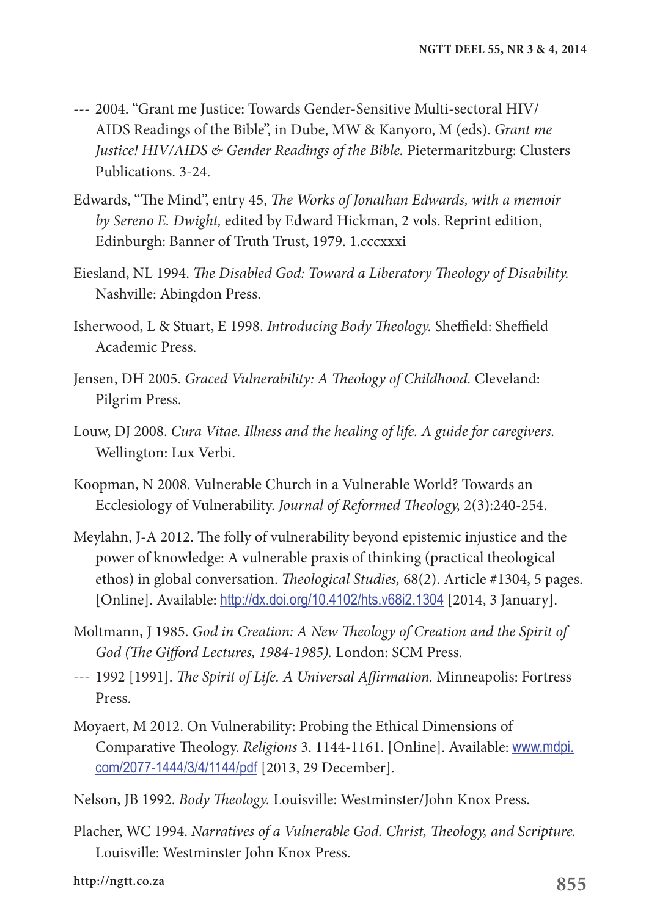--- 2004. "Grant me Justice: Towards Gender-Sensitive Multi-sectoral HIV/ AIDS Readings of the Bible", in Dube, MW & Kanyoro, M (eds). *Grant me Justice! HIV/AIDS & Gender Readings of the Bible.* Pietermaritzburg: Clusters Publications. 3-24.

Edwards, "The Mind", entry 45, *The Works of Jonathan Edwards, with a memoir by Sereno E. Dwight,* edited by Edward Hickman, 2 vols. Reprint edition, Edinburgh: Banner of Truth Trust, 1979. 1.cccxxxi

Eiesland, NL 1994. *The Disabled God: Toward a Liberatory Theology of Disability.* Nashville: Abingdon Press.

Isherwood, L & Stuart, E 1998. *Introducing Body Theology.* Sheffield: Sheffield Academic Press.

Jensen, DH 2005. *Graced Vulnerability: A Theology of Childhood.* Cleveland: Pilgrim Press.

Louw, DJ 2008. *Cura Vitae. Illness and the healing of life. A guide for caregivers.* Wellington: Lux Verbi.

Koopman, N 2008. Vulnerable Church in a Vulnerable World? Towards an Ecclesiology of Vulnerability. *Journal of Reformed Theology,* 2(3):240-254.

Meylahn, J-A 2012. The folly of vulnerability beyond epistemic injustice and the power of knowledge: A vulnerable praxis of thinking (practical theological ethos) in global conversation. *Theological Studies,* 68(2). Article #1304, 5 pages. [Online]. Available: http://dx.doi.org/10.4102/hts.v68i2.1304 [2014, 3 January].

Moltmann, J 1985. *God in Creation: A New Theology of Creation and the Spirit of God (The Gifford Lectures, 1984-1985).* London: SCM Press.

--- 1992 [1991]. *The Spirit of Life. A Universal Affirmation.* Minneapolis: Fortress Press.

Moyaert, M 2012. On Vulnerability: Probing the Ethical Dimensions of Comparative Theology. *Religions* 3. 1144-1161. [Online]. Available: www.mdpi.com/2077-1444/3/4/1144/pdf [2013, 29 December].

Nelson, JB 1992. *Body Theology.* Louisville: Westminster/John Knox Press.

Placher, WC 1994. *Narratives of a Vulnerable God. Christ, Theology, and Scripture.* Louisville: Westminster John Knox Press.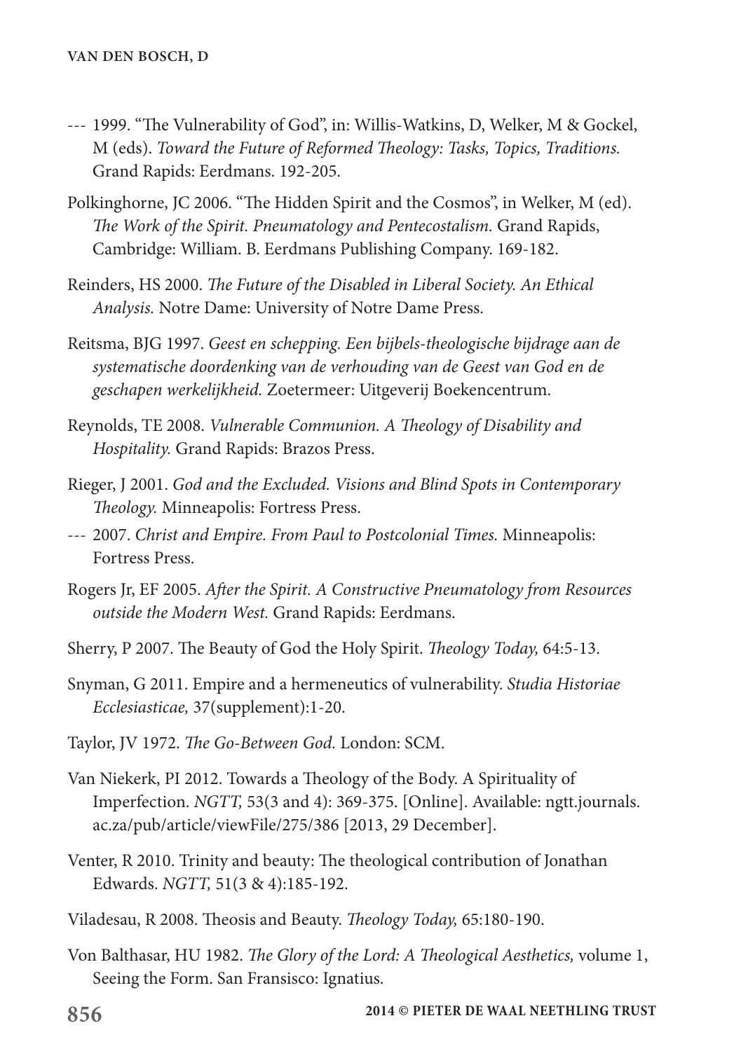--- 1999. "The Vulnerability of God", in: Willis-Watkins, D, Welker, M & Gockel, M (eds). *Toward the Future of Reformed Theology: Tasks, Topics, Traditions.* Grand Rapids: Eerdmans. 192-205.

Polkinghorne, JC 2006. "The Hidden Spirit and the Cosmos", in Welker, M (ed). *The Work of the Spirit. Pneumatology and Pentecostalism.* Grand Rapids, Cambridge: William. B. Eerdmans Publishing Company. 169-182.

Reinders, HS 2000. *The Future of the Disabled in Liberal Society. An Ethical Analysis.* Notre Dame: University of Notre Dame Press.

Reitsma, BJG 1997. *Geest en schepping. Een bijbels-theologische bijdrage aan de systematische doordenking van de verhouding van de Geest van God en de geschapen werkelijkheid.* Zoetermeer: Uitgeverij Boekencentrum.

Reynolds, TE 2008. *Vulnerable Communion. A Theology of Disability and Hospitality.* Grand Rapids: Brazos Press.

Rieger, J 2001. *God and the Excluded. Visions and Blind Spots in Contemporary Theology.* Minneapolis: Fortress Press.

--- 2007. *Christ and Empire. From Paul to Postcolonial Times.* Minneapolis: Fortress Press.

Rogers Jr, EF 2005. *After the Spirit. A Constructive Pneumatology from Resources outside the Modern West.* Grand Rapids: Eerdmans.

Sherry, P 2007. The Beauty of God the Holy Spirit. *Theology Today,* 64:5-13.

Snyman, G 2011. Empire and a hermeneutics of vulnerability. *Studia Historiae Ecclesiasticae,* 37(supplement):1-20.

Taylor, JV 1972. *The Go-Between God.* London: SCM.

Van Niekerk, PI 2012. Towards a Theology of the Body. A Spirituality of Imperfection. *NGTT,* 53(3 and 4): 369-375. [Online]. Available: ngtt.journals.ac.za/pub/article/viewFile/275/386 [2013, 29 December].

Venter, R 2010. Trinity and beauty: The theological contribution of Jonathan Edwards. *NGTT,* 51(3 & 4):185-192.

Viladesau, R 2008. Theosis and Beauty. *Theology Today,* 65:180-190.

Von Balthasar, HU 1982. *The Glory of the Lord: A Theological Aesthetics,* volume 1, Seeing the Form. San Fransisco: Ignatius.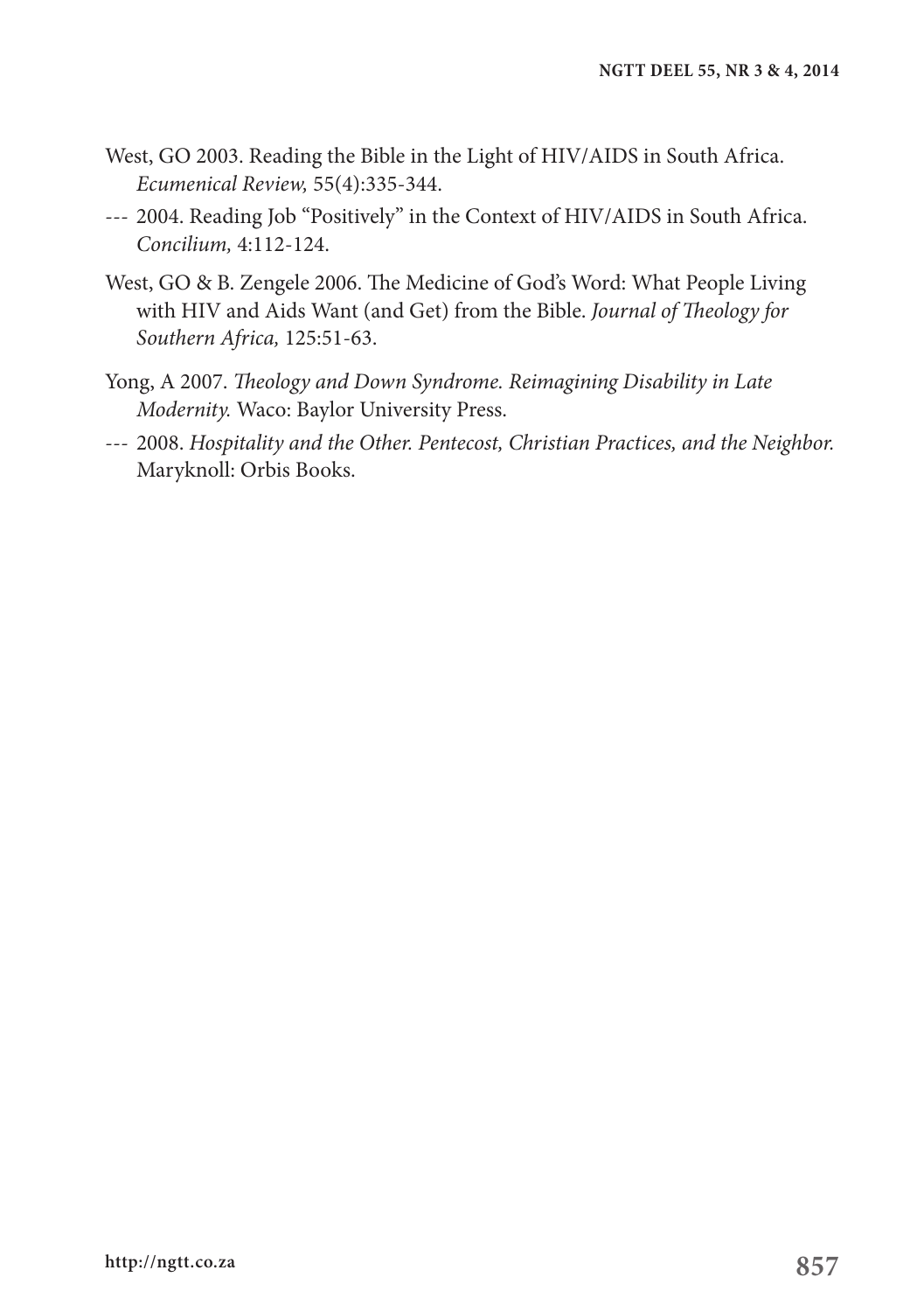West, GO 2003. Reading the Bible in the Light of HIV/AIDS in South Africa. *Ecumenical Review,* 55(4):335-344.

--- 2004. Reading Job "Positively" in the Context of HIV/AIDS in South Africa. *Concilium,* 4:112-124.

West, GO & B. Zengele 2006. The Medicine of God's Word: What People Living with HIV and Aids Want (and Get) from the Bible. *Journal of Theology for Southern Africa,* 125:51-63.

Yong, A 2007. *Theology and Down Syndrome. Reimagining Disability in Late Modernity.* Waco: Baylor University Press.

--- 2008. *Hospitality and the Other. Pentecost, Christian Practices, and the Neighbor.* Maryknoll: Orbis Books.